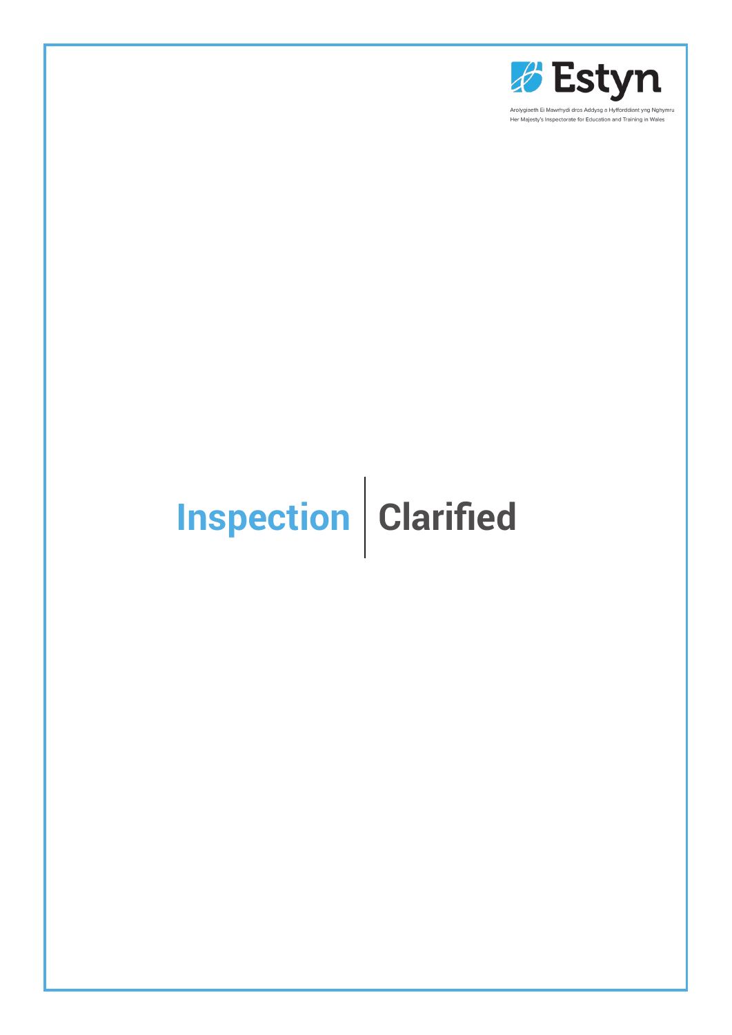Estyn

Arolygiaeth Ei Mawrhydi dros Addysg a Hyfforddiant yng Nghymru
Her Majesty's Inspectorate for Education and Training in Wales

# Inspection | Clarified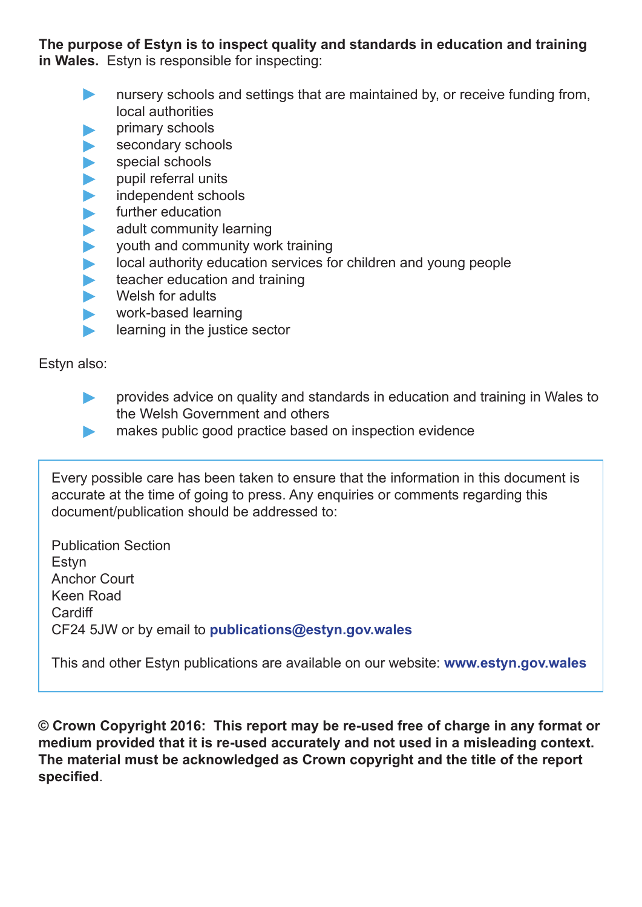**The purpose of Estyn is to inspect quality and standards in education and training in Wales.** Estyn is responsible for inspecting:

- nursery schools and settings that are maintained by, or receive funding from, local authorities
- primary schools
- secondary schools
- special schools
- pupil referral units
- independent schools
- further education
- adult community learning
- youth and community work training
- local authority education services for children and young people
- teacher education and training
- Welsh for adults
- work-based learning
- learning in the justice sector

Estyn also:

- provides advice on quality and standards in education and training in Wales to the Welsh Government and others
- makes public good practice based on inspection evidence

Every possible care has been taken to ensure that the information in this document is accurate at the time of going to press. Any enquiries or comments regarding this document/publication should be addressed to:

Publication Section
Estyn
Anchor Court
Keen Road
Cardiff
CF24 5JW or by email to **publications@estyn.gov.wales**

This and other Estyn publications are available on our website: **www.estyn.gov.wales**

**© Crown Copyright 2016: This report may be re-used free of charge in any format or medium provided that it is re-used accurately and not used in a misleading context. The material must be acknowledged as Crown copyright and the title of the report specified**.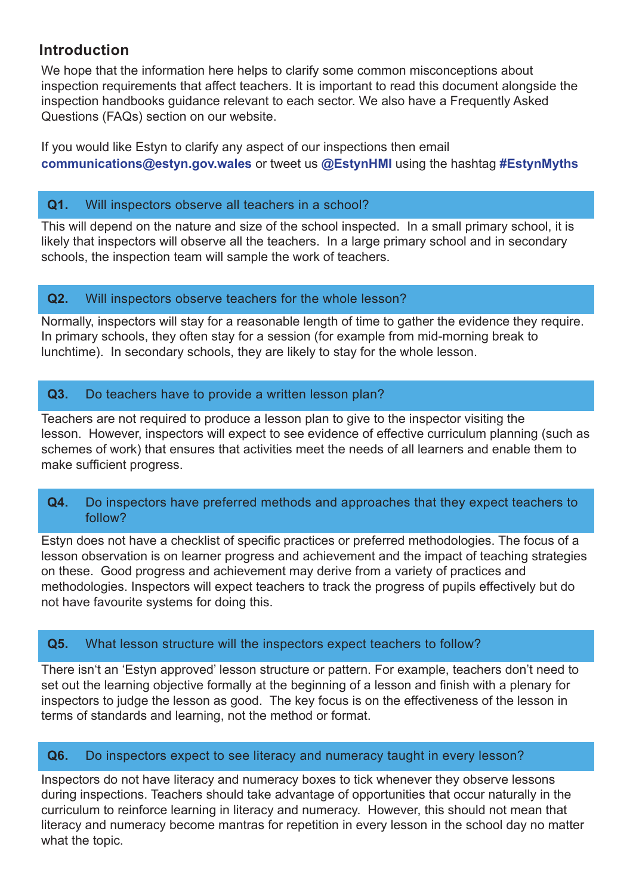## Introduction

We hope that the information here helps to clarify some common misconceptions about inspection requirements that affect teachers. It is important to read this document alongside the inspection handbooks guidance relevant to each sector. We also have a Frequently Asked Questions (FAQs) section on our website.

If you would like Estyn to clarify any aspect of our inspections then email **communications@estyn.gov.wales** or tweet us **@EstynHMI** using the hashtag **#EstynMyths**

### Q1. Will inspectors observe all teachers in a school?

This will depend on the nature and size of the school inspected. In a small primary school, it is likely that inspectors will observe all the teachers. In a large primary school and in secondary schools, the inspection team will sample the work of teachers.

### Q2. Will inspectors observe teachers for the whole lesson?

Normally, inspectors will stay for a reasonable length of time to gather the evidence they require. In primary schools, they often stay for a session (for example from mid-morning break to lunchtime). In secondary schools, they are likely to stay for the whole lesson.

### Q3. Do teachers have to provide a written lesson plan?

Teachers are not required to produce a lesson plan to give to the inspector visiting the lesson. However, inspectors will expect to see evidence of effective curriculum planning (such as schemes of work) that ensures that activities meet the needs of all learners and enable them to make sufficient progress.

### Q4. Do inspectors have preferred methods and approaches that they expect teachers to follow?

Estyn does not have a checklist of specific practices or preferred methodologies. The focus of a lesson observation is on learner progress and achievement and the impact of teaching strategies on these. Good progress and achievement may derive from a variety of practices and methodologies. Inspectors will expect teachers to track the progress of pupils effectively but do not have favourite systems for doing this.

### Q5. What lesson structure will the inspectors expect teachers to follow?

There isn't an 'Estyn approved' lesson structure or pattern. For example, teachers don't need to set out the learning objective formally at the beginning of a lesson and finish with a plenary for inspectors to judge the lesson as good. The key focus is on the effectiveness of the lesson in terms of standards and learning, not the method or format.

### Q6. Do inspectors expect to see literacy and numeracy taught in every lesson?

Inspectors do not have literacy and numeracy boxes to tick whenever they observe lessons during inspections. Teachers should take advantage of opportunities that occur naturally in the curriculum to reinforce learning in literacy and numeracy. However, this should not mean that literacy and numeracy become mantras for repetition in every lesson in the school day no matter what the topic.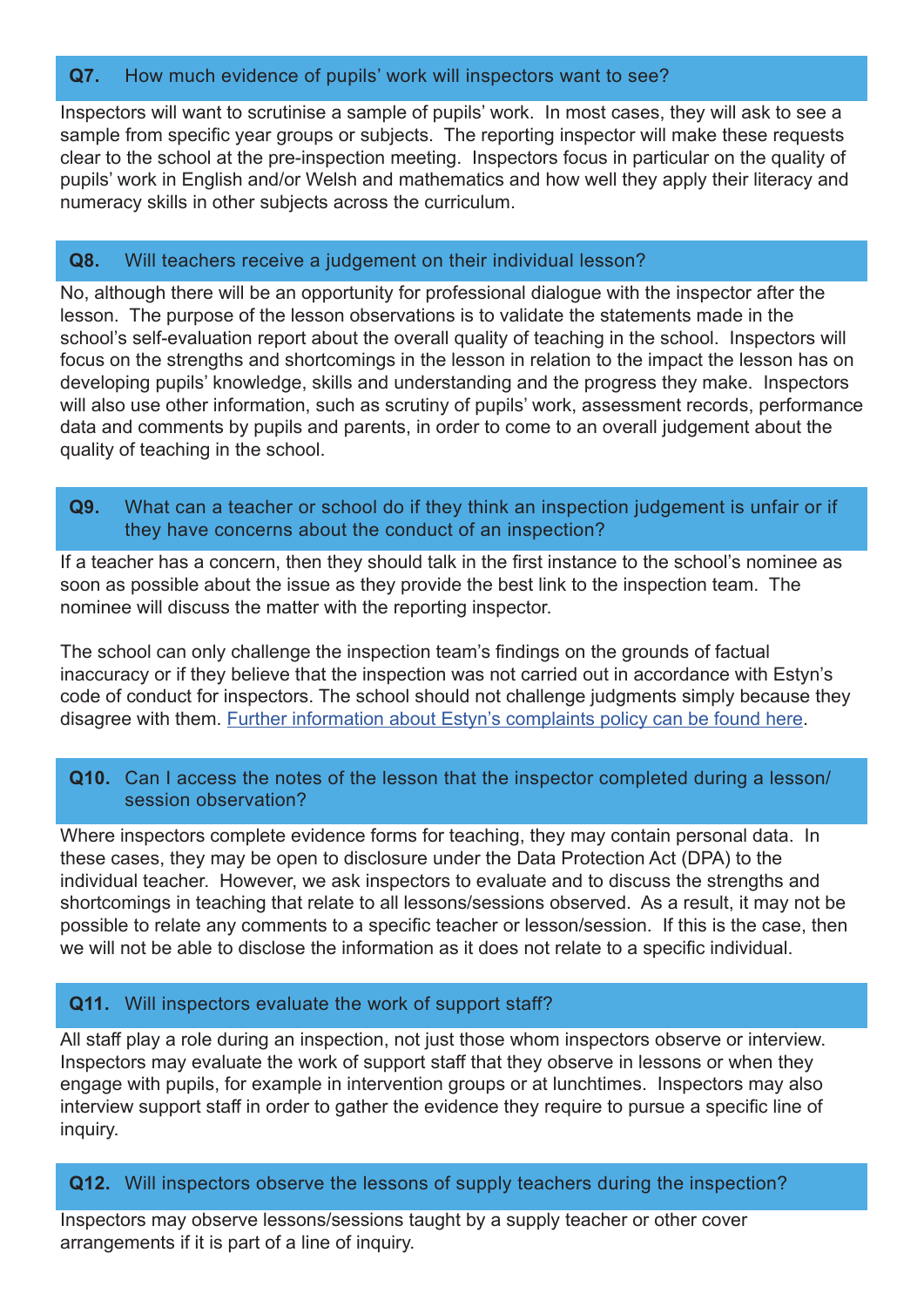### Q7. How much evidence of pupils' work will inspectors want to see?

Inspectors will want to scrutinise a sample of pupils' work. In most cases, they will ask to see a sample from specific year groups or subjects. The reporting inspector will make these requests clear to the school at the pre-inspection meeting. Inspectors focus in particular on the quality of pupils' work in English and/or Welsh and mathematics and how well they apply their literacy and numeracy skills in other subjects across the curriculum.

### Q8. Will teachers receive a judgement on their individual lesson?

No, although there will be an opportunity for professional dialogue with the inspector after the lesson. The purpose of the lesson observations is to validate the statements made in the school's self-evaluation report about the overall quality of teaching in the school. Inspectors will focus on the strengths and shortcomings in the lesson in relation to the impact the lesson has on developing pupils' knowledge, skills and understanding and the progress they make. Inspectors will also use other information, such as scrutiny of pupils' work, assessment records, performance data and comments by pupils and parents, in order to come to an overall judgement about the quality of teaching in the school.

### Q9. What can a teacher or school do if they think an inspection judgement is unfair or if they have concerns about the conduct of an inspection?

If a teacher has a concern, then they should talk in the first instance to the school's nominee as soon as possible about the issue as they provide the best link to the inspection team. The nominee will discuss the matter with the reporting inspector.

The school can only challenge the inspection team's findings on the grounds of factual inaccuracy or if they believe that the inspection was not carried out in accordance with Estyn's code of conduct for inspectors. The school should not challenge judgments simply because they disagree with them. Further information about Estyn's complaints policy can be found here.

### Q10. Can I access the notes of the lesson that the inspector completed during a lesson/ session observation?

Where inspectors complete evidence forms for teaching, they may contain personal data. In these cases, they may be open to disclosure under the Data Protection Act (DPA) to the individual teacher. However, we ask inspectors to evaluate and to discuss the strengths and shortcomings in teaching that relate to all lessons/sessions observed. As a result, it may not be possible to relate any comments to a specific teacher or lesson/session. If this is the case, then we will not be able to disclose the information as it does not relate to a specific individual.

### Q11. Will inspectors evaluate the work of support staff?

All staff play a role during an inspection, not just those whom inspectors observe or interview. Inspectors may evaluate the work of support staff that they observe in lessons or when they engage with pupils, for example in intervention groups or at lunchtimes. Inspectors may also interview support staff in order to gather the evidence they require to pursue a specific line of inquiry.

### Q12. Will inspectors observe the lessons of supply teachers during the inspection?

Inspectors may observe lessons/sessions taught by a supply teacher or other cover arrangements if it is part of a line of inquiry.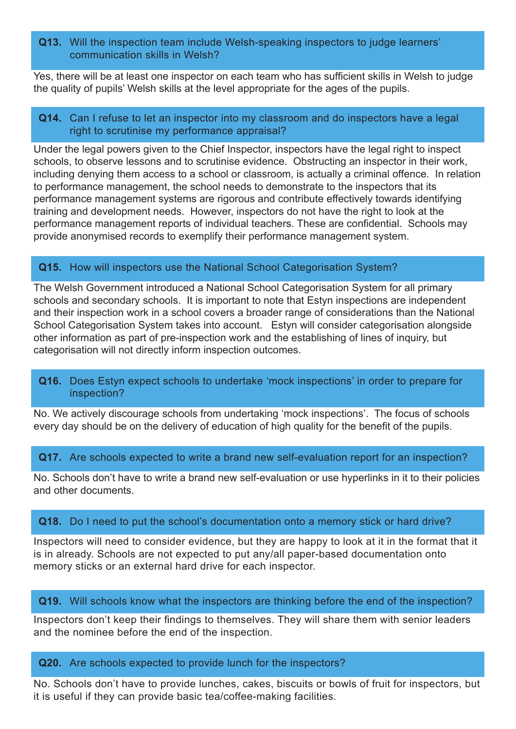**Q13. Will the inspection team include Welsh-speaking inspectors to judge learners' communication skills in Welsh?**

Yes, there will be at least one inspector on each team who has sufficient skills in Welsh to judge the quality of pupils' Welsh skills at the level appropriate for the ages of the pupils.

**Q14. Can I refuse to let an inspector into my classroom and do inspectors have a legal right to scrutinise my performance appraisal?**

Under the legal powers given to the Chief Inspector, inspectors have the legal right to inspect schools, to observe lessons and to scrutinise evidence. Obstructing an inspector in their work, including denying them access to a school or classroom, is actually a criminal offence. In relation to performance management, the school needs to demonstrate to the inspectors that its performance management systems are rigorous and contribute effectively towards identifying training and development needs. However, inspectors do not have the right to look at the performance management reports of individual teachers. These are confidential. Schools may provide anonymised records to exemplify their performance management system.

**Q15. How will inspectors use the National School Categorisation System?**

The Welsh Government introduced a National School Categorisation System for all primary schools and secondary schools. It is important to note that Estyn inspections are independent and their inspection work in a school covers a broader range of considerations than the National School Categorisation System takes into account. Estyn will consider categorisation alongside other information as part of pre-inspection work and the establishing of lines of inquiry, but categorisation will not directly inform inspection outcomes.

**Q16. Does Estyn expect schools to undertake 'mock inspections' in order to prepare for inspection?**

No. We actively discourage schools from undertaking 'mock inspections'. The focus of schools every day should be on the delivery of education of high quality for the benefit of the pupils.

**Q17. Are schools expected to write a brand new self-evaluation report for an inspection?**

No. Schools don't have to write a brand new self-evaluation or use hyperlinks in it to their policies and other documents.

**Q18. Do I need to put the school's documentation onto a memory stick or hard drive?**

Inspectors will need to consider evidence, but they are happy to look at it in the format that it is in already. Schools are not expected to put any/all paper-based documentation onto memory sticks or an external hard drive for each inspector.

**Q19. Will schools know what the inspectors are thinking before the end of the inspection?**

Inspectors don't keep their findings to themselves. They will share them with senior leaders and the nominee before the end of the inspection.

**Q20. Are schools expected to provide lunch for the inspectors?**

No. Schools don't have to provide lunches, cakes, biscuits or bowls of fruit for inspectors, but it is useful if they can provide basic tea/coffee-making facilities.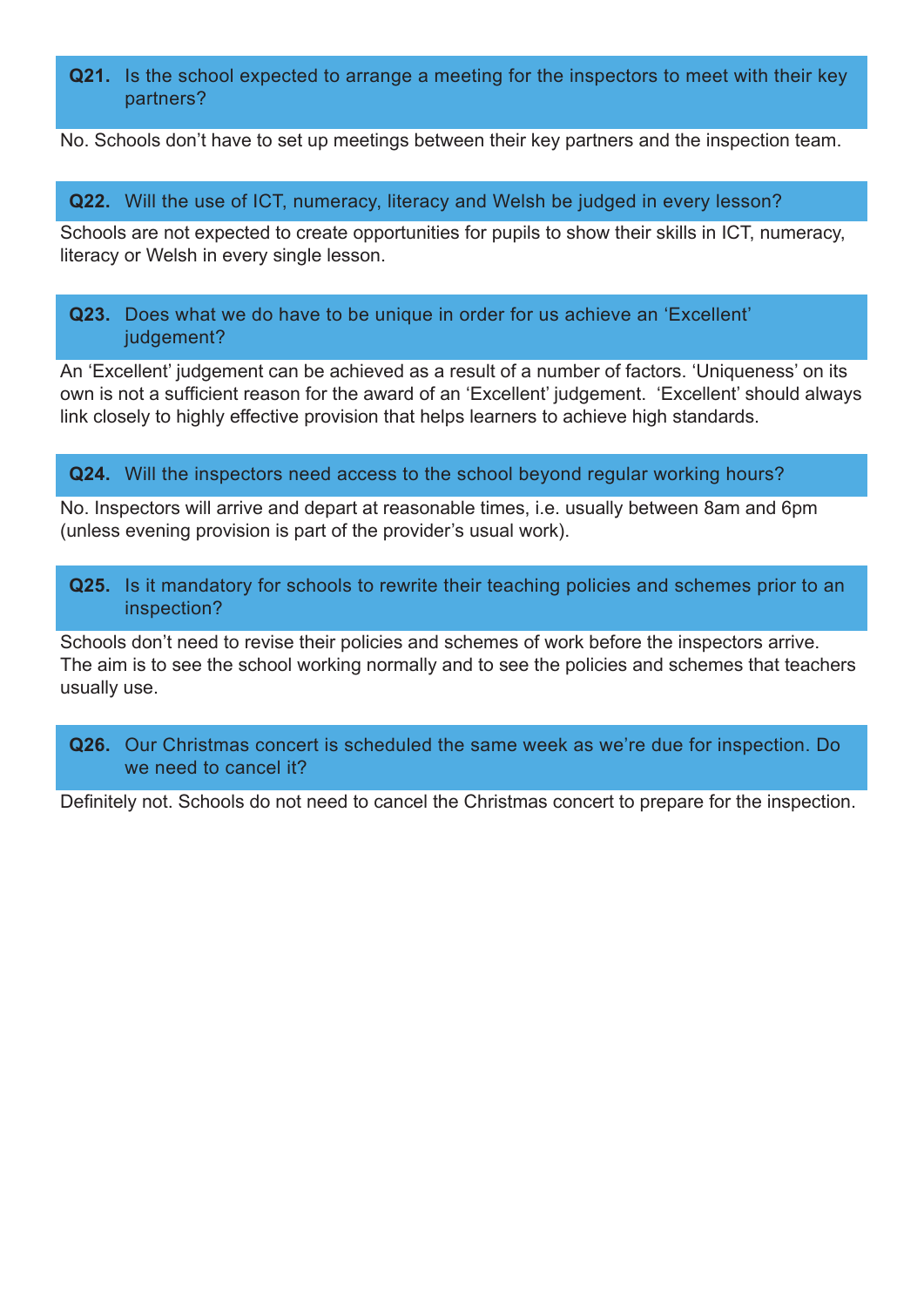**Q21.** Is the school expected to arrange a meeting for the inspectors to meet with their key partners?

No. Schools don't have to set up meetings between their key partners and the inspection team.

**Q22.** Will the use of ICT, numeracy, literacy and Welsh be judged in every lesson?

Schools are not expected to create opportunities for pupils to show their skills in ICT, numeracy, literacy or Welsh in every single lesson.

**Q23.** Does what we do have to be unique in order for us achieve an 'Excellent' judgement?

An 'Excellent' judgement can be achieved as a result of a number of factors. 'Uniqueness' on its own is not a sufficient reason for the award of an 'Excellent' judgement. 'Excellent' should always link closely to highly effective provision that helps learners to achieve high standards.

**Q24.** Will the inspectors need access to the school beyond regular working hours?

No. Inspectors will arrive and depart at reasonable times, i.e. usually between 8am and 6pm (unless evening provision is part of the provider's usual work).

**Q25.** Is it mandatory for schools to rewrite their teaching policies and schemes prior to an inspection?

Schools don't need to revise their policies and schemes of work before the inspectors arrive. The aim is to see the school working normally and to see the policies and schemes that teachers usually use.

**Q26.** Our Christmas concert is scheduled the same week as we're due for inspection. Do we need to cancel it?

Definitely not. Schools do not need to cancel the Christmas concert to prepare for the inspection.